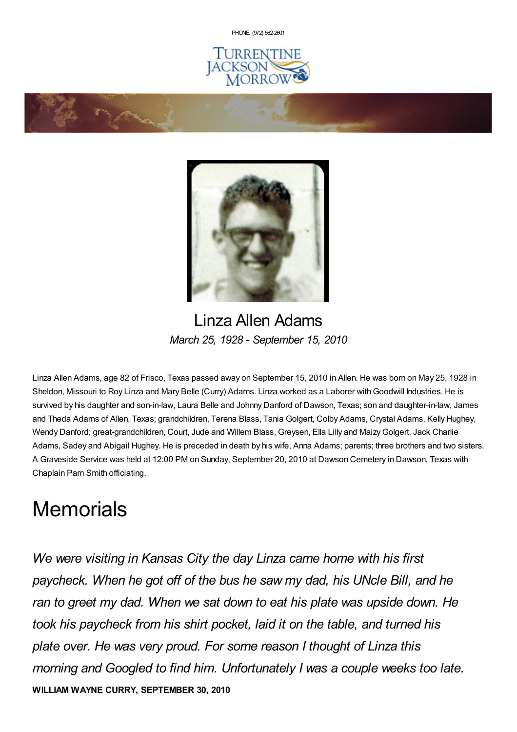PHONE: (972) 562-2601

# Linza Allen Adams

*March 25, 1928 - September 15, 2010*

Linza Allen Adams, age 82 of Frisco, Texas passed away on September 15, 2010 in Allen. He was born on May 25, 1928 in Sheldon, Missouri to Roy Linza and Mary Belle (Curry) Adams. Linza worked as a Laborer with Goodwill Industries. He is survived by his daughter and son-in-law, Laura Belle and Johnny Danford of Dawson, Texas; son and daughter-in-law, James and Theda Adams of Allen, Texas; grandchildren, Terena Blass, Tania Golgert, Colby Adams, Crystal Adams, Kelly Hughey, Wendy Danford; great-grandchildren, Court, Jude and Willem Blass, Greysen, Ella Lilly and Maizy Golgert, Jack Charlie Adams, Sadey and Abigail Hughey. He is preceded in death by his wife, Anna Adams; parents; three brothers and two sisters. A Graveside Service was held at 12:00 PM on Sunday, September 20, 2010 at Dawson Cemetery in Dawson, Texas with Chaplain Pam Smith officiating.

# Memorials

*We were visiting in Kansas City the day Linza came home with his first paycheck. When he got off of the bus he saw my dad, his UNcle Bill, and he ran to greet my dad. When we sat down to eat his plate was upside down. He took his paycheck from his shirt pocket, laid it on the table, and turned his plate over. He was very proud. For some reason I thought of Linza this morning and Googled to find him. Unfortunately I was a couple weeks too late.*

**WILLIAM WAYNE CURRY, SEPTEMBER 30, 2010**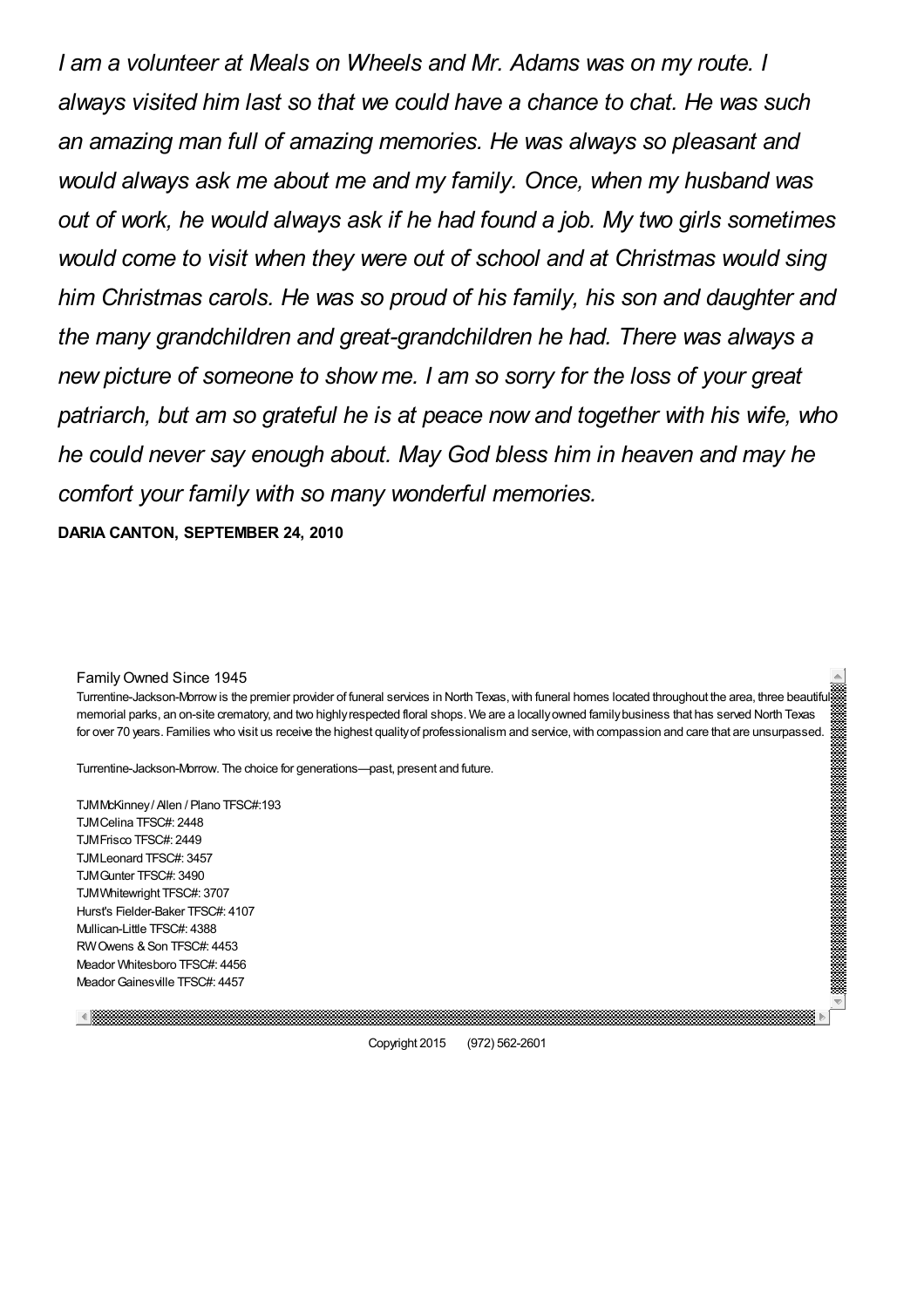*I am a volunteer at Meals on Wheels and Mr. Adams was on my route. I always visited him last so that we could have a chance to chat. He was such an amazing man full of amazing memories. He was always so pleasant and would always ask me about me and my family. Once, when my husband was out of work, he would always ask if he had found a job. My two girls sometimes would come to visit when they were out of school and at Christmas would sing him Christmas carols. He was so proud of his family, his son and daughter and the many grandchildren and great-grandchildren he had. There was always a new picture of someone to show me. I am so sorry for the loss of your great patriarch, but am so grateful he is at peace now and together with his wife, who he could never say enough about. May God bless him in heaven and may he comfort your family with so many wonderful memories.*

**DARIA CANTON, SEPTEMBER 24, 2010**

Family Owned Since 1945

Turrentine-Jackson-Morrow is the premier provider of funeral services in North Texas, with funeral homes located throughout the area, three beautiful memorial parks, an on-site crematory, and two highly respected floral shops. We are a locally owned family business that has served North Texas for over 70 years. Families who visit us receive the highest quality of professionalism and service, with compassion and care that are unsurpassed.

Turrentine-Jackson-Morrow. The choice for generations—past, present and future.

TJM McKinney / Allen / Plano TFSC#:193
TJM Celina TFSC#: 2448
TJM Frisco TFSC#: 2449
TJM Leonard TFSC#: 3457
TJM Gunter TFSC#: 3490
TJM Whitewright TFSC#: 3707
Hurst's Fielder-Baker TFSC#: 4107
Mullican-Little TFSC#: 4388
RW Owens & Son TFSC#: 4453
Meador Whitesboro TFSC#: 4456
Meador Gainesville TFSC#: 4457

Copyright 2015 (972) 562-2601